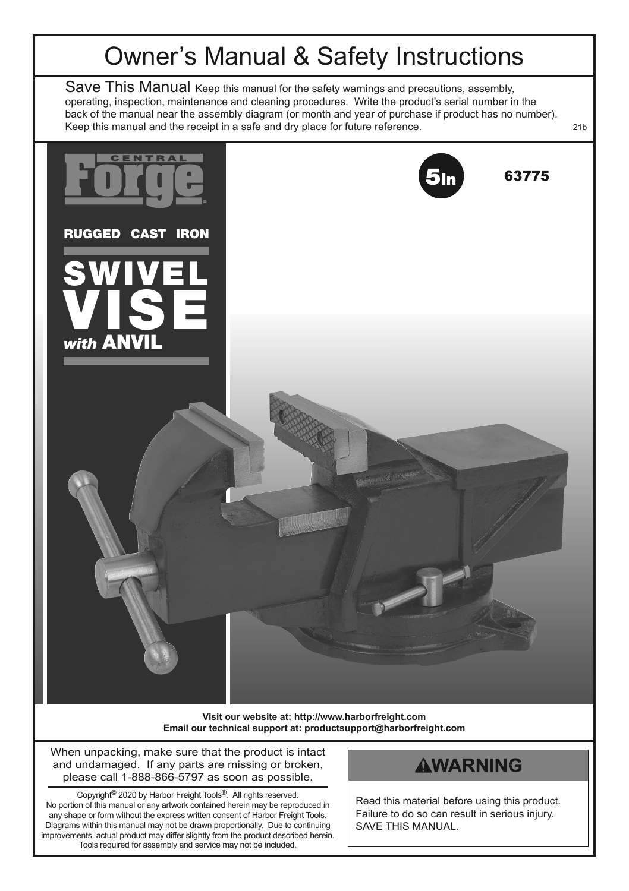# Owner's Manual & Safety Instructions

Save This Manual Keep this manual for the safety warnings and precautions, assembly, operating, inspection, maintenance and cleaning procedures. Write the product's serial number in the back of the manual near the assembly diagram (or month and year of purchase if product has no number). Keep this manual and the receipt in a safe and dry place for future reference.

21b

CENTRAL Forge

5In

63775

RUGGED CAST IRON

# SWIVEL VISE *with* ANVIL

**Visit our website at: http://www.harborfreight.com**
**Email our technical support at: productsupport@harborfreight.com**

When unpacking, make sure that the product is intact and undamaged. If any parts are missing or broken, please call 1-888-866-5797 as soon as possible.

Copyright© 2020 by Harbor Freight Tools®. All rights reserved. No portion of this manual or any artwork contained herein may be reproduced in any shape or form without the express written consent of Harbor Freight Tools. Diagrams within this manual may not be drawn proportionally. Due to continuing improvements, actual product may differ slightly from the product described herein. Tools required for assembly and service may not be included.

## ⚠WARNING

Read this material before using this product. Failure to do so can result in serious injury. SAVE THIS MANUAL.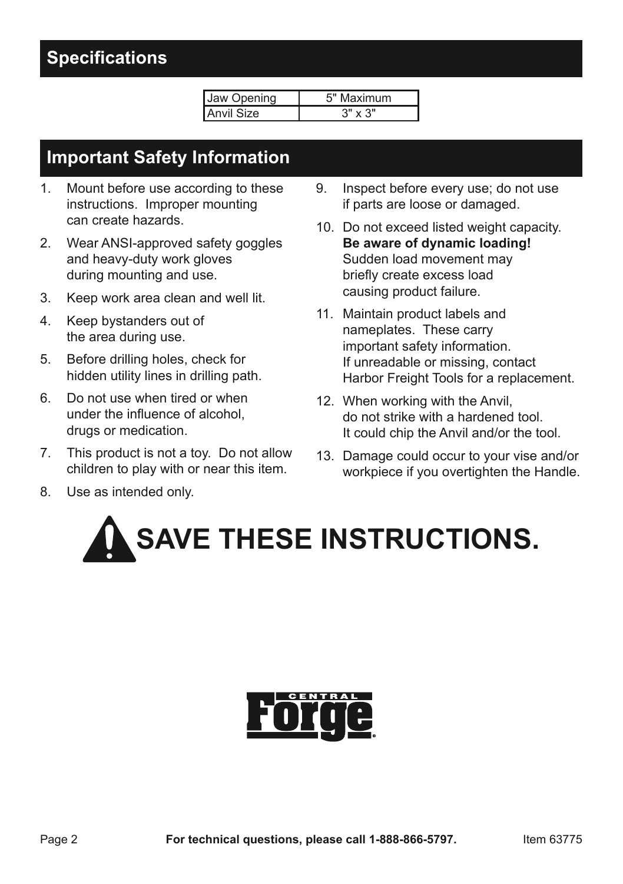## Specifications

| Jaw Opening | 5" Maximum |
|---|---|
| Anvil Size | 3" x 3" |

## Important Safety Information

1. Mount before use according to these instructions. Improper mounting can create hazards.
2. Wear ANSI-approved safety goggles and heavy-duty work gloves during mounting and use.
3. Keep work area clean and well lit.
4. Keep bystanders out of the area during use.
5. Before drilling holes, check for hidden utility lines in drilling path.
6. Do not use when tired or when under the influence of alcohol, drugs or medication.
7. This product is not a toy. Do not allow children to play with or near this item.
8. Use as intended only.
9. Inspect before every use; do not use if parts are loose or damaged.
10. Do not exceed listed weight capacity. **Be aware of dynamic loading!** Sudden load movement may briefly create excess load causing product failure.
11. Maintain product labels and nameplates. These carry important safety information. If unreadable or missing, contact Harbor Freight Tools for a replacement.
12. When working with the Anvil, do not strike with a hardened tool. It could chip the Anvil and/or the tool.
13. Damage could occur to your vise and/or workpiece if you overtighten the Handle.

# SAVE THESE INSTRUCTIONS.

CENTRAL Forge®

**For technical questions, please call 1-888-866-5797.**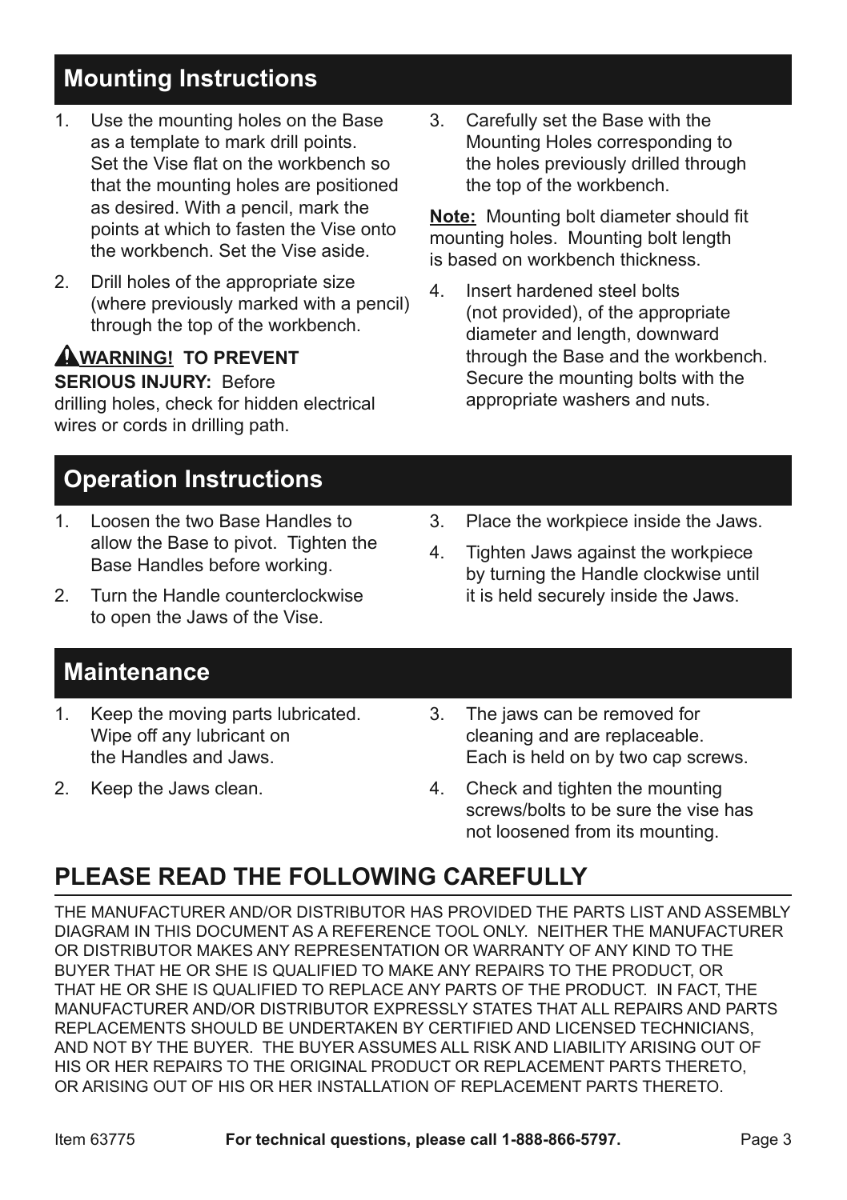## Mounting Instructions

1. Use the mounting holes on the Base as a template to mark drill points. Set the Vise flat on the workbench so that the mounting holes are positioned as desired. With a pencil, mark the points at which to fasten the Vise onto the workbench. Set the Vise aside.
2. Drill holes of the appropriate size (where previously marked with a pencil) through the top of the workbench.

**⚠WARNING! TO PREVENT SERIOUS INJURY:** Before drilling holes, check for hidden electrical wires or cords in drilling path.

3. Carefully set the Base with the Mounting Holes corresponding to the holes previously drilled through the top of the workbench.

**Note:** Mounting bolt diameter should fit mounting holes. Mounting bolt length is based on workbench thickness.

4. Insert hardened steel bolts (not provided), of the appropriate diameter and length, downward through the Base and the workbench. Secure the mounting bolts with the appropriate washers and nuts.

## Operation Instructions

1. Loosen the two Base Handles to allow the Base to pivot. Tighten the Base Handles before working.
2. Turn the Handle counterclockwise to open the Jaws of the Vise.
3. Place the workpiece inside the Jaws.
4. Tighten Jaws against the workpiece by turning the Handle clockwise until it is held securely inside the Jaws.

## Maintenance

1. Keep the moving parts lubricated. Wipe off any lubricant on the Handles and Jaws.
2. Keep the Jaws clean.
3. The jaws can be removed for cleaning and are replaceable. Each is held on by two cap screws.
4. Check and tighten the mounting screws/bolts to be sure the vise has not loosened from its mounting.

## PLEASE READ THE FOLLOWING CAREFULLY

THE MANUFACTURER AND/OR DISTRIBUTOR HAS PROVIDED THE PARTS LIST AND ASSEMBLY DIAGRAM IN THIS DOCUMENT AS A REFERENCE TOOL ONLY. NEITHER THE MANUFACTURER OR DISTRIBUTOR MAKES ANY REPRESENTATION OR WARRANTY OF ANY KIND TO THE BUYER THAT HE OR SHE IS QUALIFIED TO MAKE ANY REPAIRS TO THE PRODUCT, OR THAT HE OR SHE IS QUALIFIED TO REPLACE ANY PARTS OF THE PRODUCT. IN FACT, THE MANUFACTURER AND/OR DISTRIBUTOR EXPRESSLY STATES THAT ALL REPAIRS AND PARTS REPLACEMENTS SHOULD BE UNDERTAKEN BY CERTIFIED AND LICENSED TECHNICIANS, AND NOT BY THE BUYER. THE BUYER ASSUMES ALL RISK AND LIABILITY ARISING OUT OF HIS OR HER REPAIRS TO THE ORIGINAL PRODUCT OR REPLACEMENT PARTS THERETO, OR ARISING OUT OF HIS OR HER INSTALLATION OF REPLACEMENT PARTS THERETO.

Item 63775 **For technical questions, please call 1-888-866-5797.**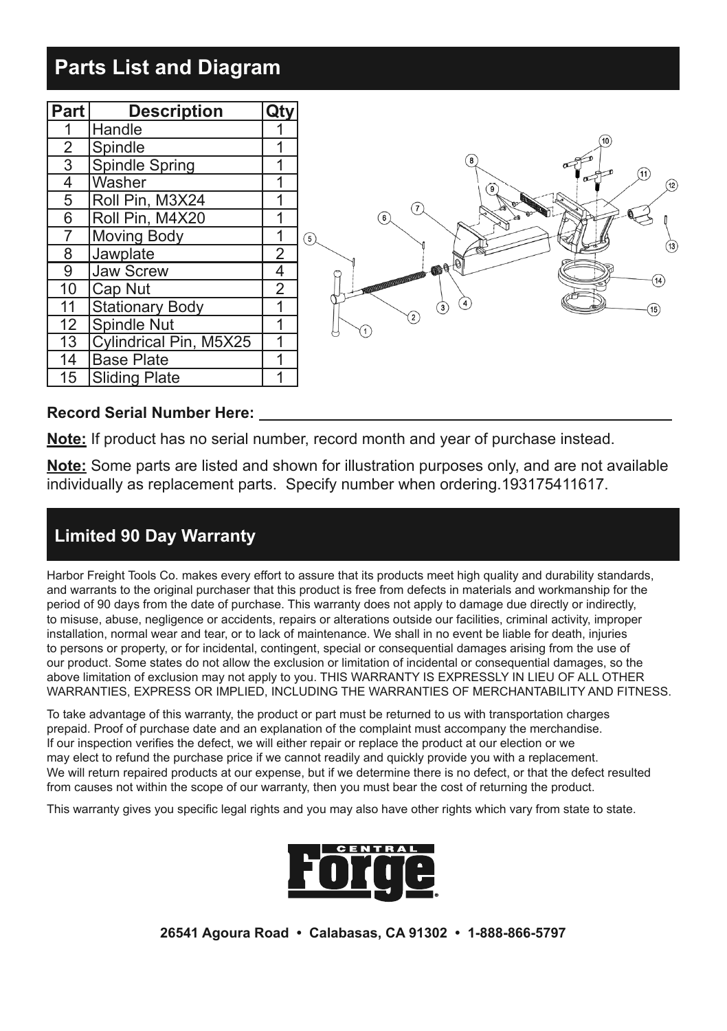## Parts List and Diagram

| Part | Description | Qty |
|---|---|---|
| 1 | Handle | 1 |
| 2 | Spindle | 1 |
| 3 | Spindle Spring | 1 |
| 4 | Washer | 1 |
| 5 | Roll Pin, M3X24 | 1 |
| 6 | Roll Pin, M4X20 | 1 |
| 7 | Moving Body | 1 |
| 8 | Jawplate | 2 |
| 9 | Jaw Screw | 4 |
| 10 | Cap Nut | 2 |
| 11 | Stationary Body | 1 |
| 12 | Spindle Nut | 1 |
| 13 | Cylindrical Pin, M5X25 | 1 |
| 14 | Base Plate | 1 |
| 15 | Sliding Plate | 1 |

**Record Serial Number Here:** ______________________________

**Note:** If product has no serial number, record month and year of purchase instead.

**Note:** Some parts are listed and shown for illustration purposes only, and are not available individually as replacement parts. Specify number when ordering.193175411617.

## Limited 90 Day Warranty

Harbor Freight Tools Co. makes every effort to assure that its products meet high quality and durability standards, and warrants to the original purchaser that this product is free from defects in materials and workmanship for the period of 90 days from the date of purchase. This warranty does not apply to damage due directly or indirectly, to misuse, abuse, negligence or accidents, repairs or alterations outside our facilities, criminal activity, improper installation, normal wear and tear, or to lack of maintenance. We shall in no event be liable for death, injuries to persons or property, or for incidental, contingent, special or consequential damages arising from the use of our product. Some states do not allow the exclusion or limitation of incidental or consequential damages, so the above limitation of exclusion may not apply to you. THIS WARRANTY IS EXPRESSLY IN LIEU OF ALL OTHER WARRANTIES, EXPRESS OR IMPLIED, INCLUDING THE WARRANTIES OF MERCHANTABILITY AND FITNESS.

To take advantage of this warranty, the product or part must be returned to us with transportation charges prepaid. Proof of purchase date and an explanation of the complaint must accompany the merchandise. If our inspection verifies the defect, we will either repair or replace the product at our election or we may elect to refund the purchase price if we cannot readily and quickly provide you with a replacement. We will return repaired products at our expense, but if we determine there is no defect, or that the defect resulted from causes not within the scope of our warranty, then you must bear the cost of returning the product.

This warranty gives you specific legal rights and you may also have other rights which vary from state to state.

CENTRAL Forge®

**26541 Agoura Road • Calabasas, CA 91302 • 1-888-866-5797**